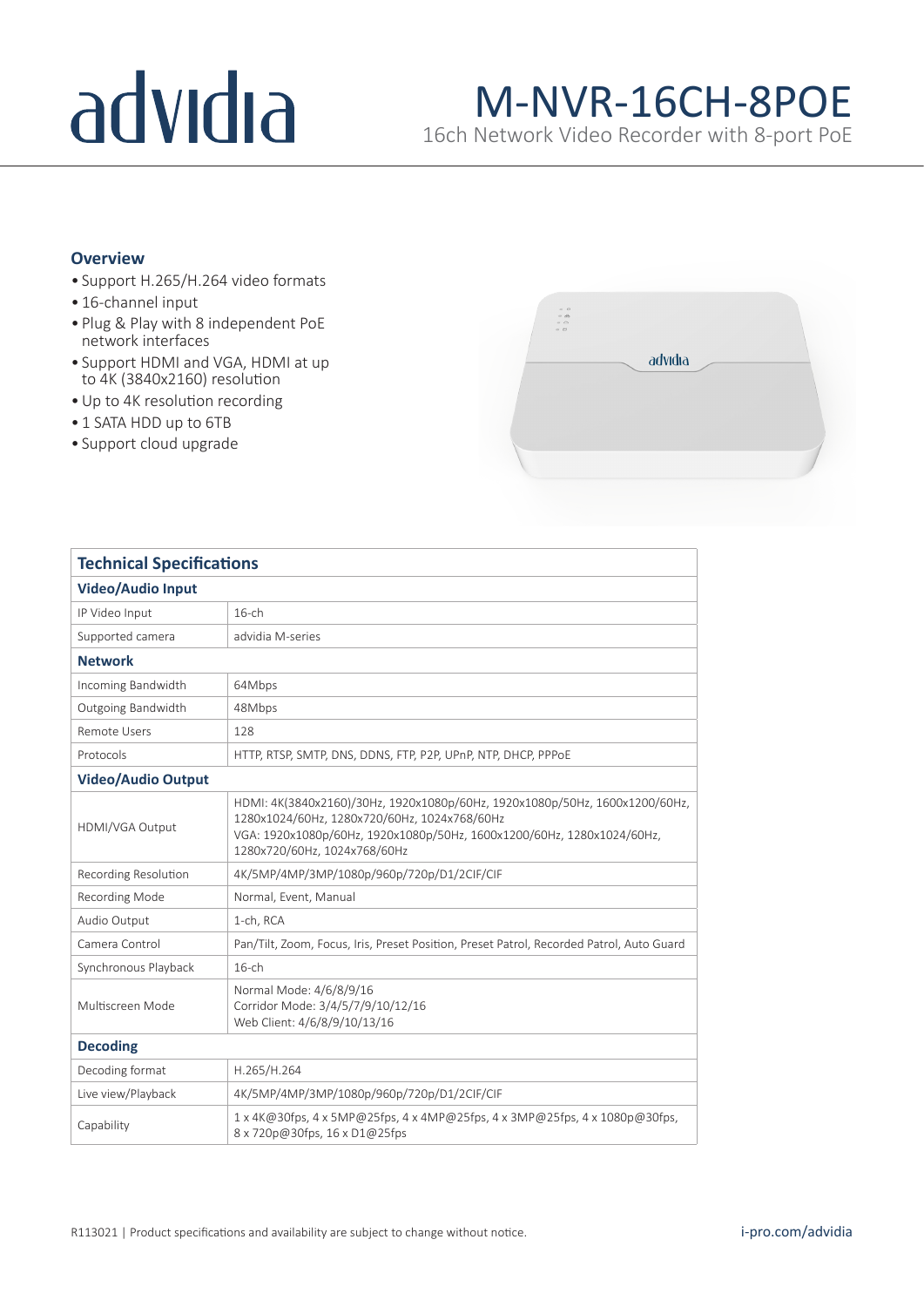# advidia

# M-NVR-16CH-8POE

16ch Network Video Recorder with 8-port PoE

## Overview

- Support H.265/H.264 video formats
- 16-channel input
- Plug & Play with 8 independent PoE network interfaces
- Support HDMI and VGA, HDMI at up to 4K (3840x2160) resolution
- Up to 4K resolution recording
- 1 SATA HDD up to 6TB
- Support cloud upgrade

## Technical Specifications

| **Video/Audio Input** | |
|---|---|
| IP Video Input | 16-ch |
| Supported camera | advidia M-series |
| **Network** | |
| Incoming Bandwidth | 64Mbps |
| Outgoing Bandwidth | 48Mbps |
| Remote Users | 128 |
| Protocols | HTTP, RTSP, SMTP, DNS, DDNS, FTP, P2P, UPnP, NTP, DHCP, PPPoE |
| **Video/Audio Output** | |
| HDMI/VGA Output | HDMI: 4K(3840x2160)/30Hz, 1920x1080p/60Hz, 1920x1080p/50Hz, 1600x1200/60Hz, 1280x1024/60Hz, 1280x720/60Hz, 1024x768/60Hz<br>VGA: 1920x1080p/60Hz, 1920x1080p/50Hz, 1600x1200/60Hz, 1280x1024/60Hz, 1280x720/60Hz, 1024x768/60Hz |
| Recording Resolution | 4K/5MP/4MP/3MP/1080p/960p/720p/D1/2CIF/CIF |
| Recording Mode | Normal, Event, Manual |
| Audio Output | 1-ch, RCA |
| Camera Control | Pan/Tilt, Zoom, Focus, Iris, Preset Position, Preset Patrol, Recorded Patrol, Auto Guard |
| Synchronous Playback | 16-ch |
| Multiscreen Mode | Normal Mode: 4/6/8/9/16<br>Corridor Mode: 3/4/5/7/9/10/12/16<br>Web Client: 4/6/8/9/10/13/16 |
| **Decoding** | |
| Decoding format | H.265/H.264 |
| Live view/Playback | 4K/5MP/4MP/3MP/1080p/960p/720p/D1/2CIF/CIF |
| Capability | 1 x 4K@30fps, 4 x 5MP@25fps, 4 x 4MP@25fps, 4 x 3MP@25fps, 4 x 1080p@30fps, 8 x 720p@30fps, 16 x D1@25fps |

R113021 | Product specifications and availability are subject to change without notice.

i-pro.com/advidia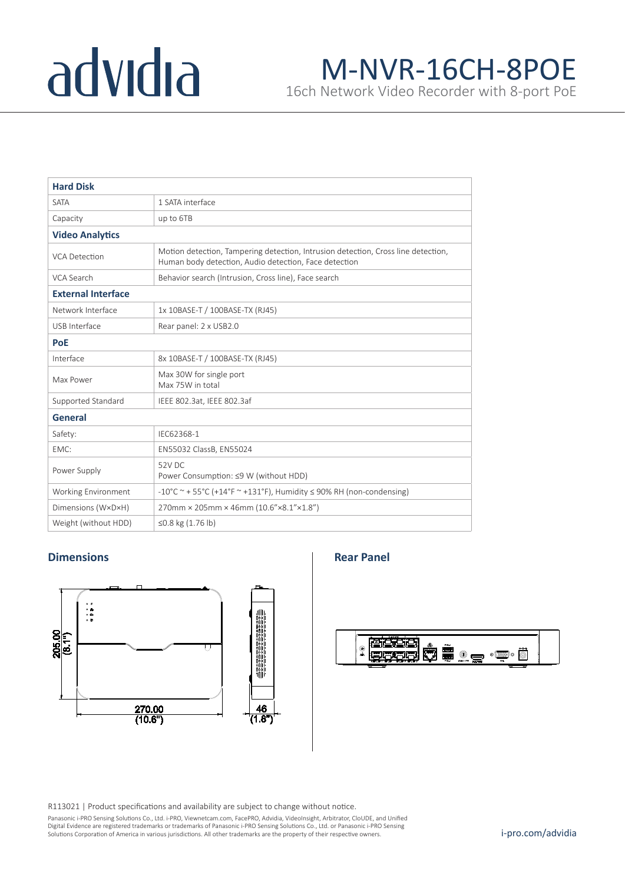# advidia

## M-NVR-16CH-8POE

16ch Network Video Recorder with 8-port PoE

| | |
|---|---|
| **Hard Disk** | |
| SATA | 1 SATA interface |
| Capacity | up to 6TB |
| **Video Analytics** | |
| VCA Detection | Motion detection, Tampering detection, Intrusion detection, Cross line detection, Human body detection, Audio detection, Face detection |
| VCA Search | Behavior search (Intrusion, Cross line), Face search |
| **External Interface** | |
| Network Interface | 1x 10BASE-T / 100BASE-TX (RJ45) |
| USB Interface | Rear panel: 2 x USB2.0 |
| **PoE** | |
| Interface | 8x 10BASE-T / 100BASE-TX (RJ45) |
| Max Power | Max 30W for single port<br>Max 75W in total |
| Supported Standard | IEEE 802.3at, IEEE 802.3af |
| **General** | |
| Safety: | IEC62368-1 |
| EMC: | EN55032 ClassB, EN55024 |
| Power Supply | 52V DC<br>Power Consumption: ≤9 W (without HDD) |
| Working Environment | -10°C ~ + 55°C (+14°F ~ +131°F), Humidity ≤ 90% RH (non-condensing) |
| Dimensions (W×D×H) | 270mm × 205mm × 46mm (10.6"×8.1"×1.8") |
| Weight (without HDD) | ≤0.8 kg (1.76 lb) |

### Dimensions

205.00 (8.1")

270.00 (10.6")

46 (1.8")

### Rear Panel

R113021 | Product specifications and availability are subject to change without notice.

Panasonic i-PRO Sensing Solutions Co., Ltd. i-PRO, Viewnetcam.com, FacePRO, Advidia, VideoInsight, Arbitrator, CloUDE, and Unified Digital Evidence are registered trademarks or trademarks of Panasonic i-PRO Sensing Solutions Co., Ltd. or Panasonic i-PRO Sensing Solutions Corporation of America in various jurisdictions. All other trademarks are the property of their respective owners.

i-pro.com/advidia